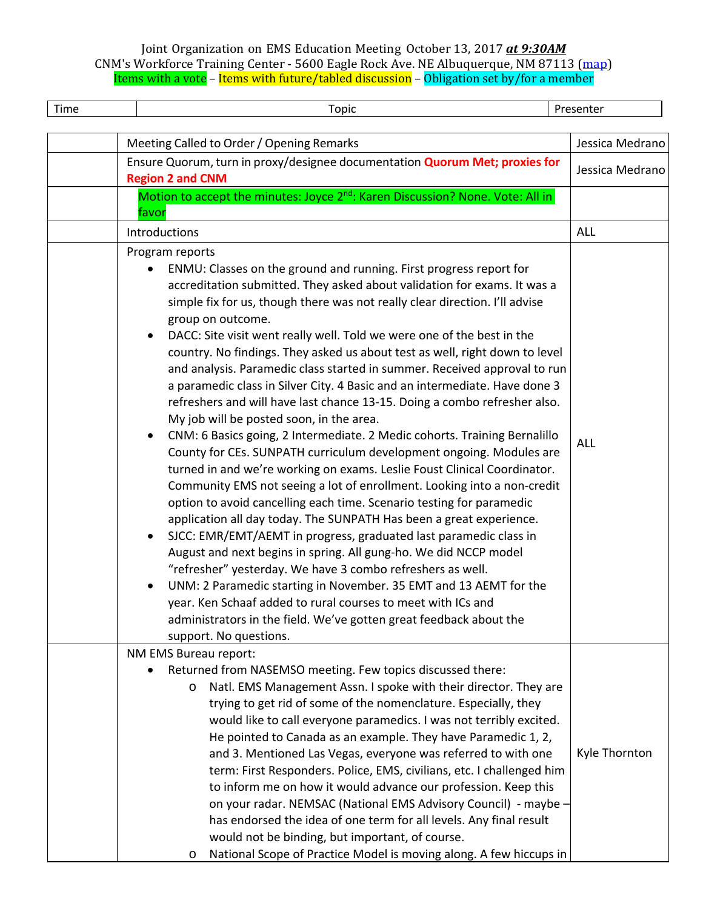Joint Organization on EMS Education Meeting October 13, 2017 ***at 9:30AM***
CNM's Workforce Training Center - 5600 Eagle Rock Ave. NE Albuquerque, NM 87113 (map)
Items with a vote – Items with future/tabled discussion – Obligation set by/for a member

| Time | Topic | Presenter |
|---|---|---|
| | Meeting Called to Order / Opening Remarks | Jessica Medrano |
| | Ensure Quorum, turn in proxy/designee documentation **Quorum Met; proxies for Region 2 and CNM** | Jessica Medrano |
| | Motion to accept the minutes: Joyce 2nd: Karen Discussion? None. Vote: All in favor | |
| | Introductions | ALL |
| | Program reports<br>• ENMU: Classes on the ground and running. First progress report for accreditation submitted. They asked about validation for exams. It was a simple fix for us, though there was not really clear direction. I'll advise group on outcome.<br>• DACC: Site visit went really well. Told we were one of the best in the country. No findings. They asked us about test as well, right down to level and analysis. Paramedic class started in summer. Received approval to run a paramedic class in Silver City. 4 Basic and an intermediate. Have done 3 refreshers and will have last chance 13-15. Doing a combo refresher also. My job will be posted soon, in the area.<br>• CNM: 6 Basics going, 2 Intermediate. 2 Medic cohorts. Training Bernalillo County for CEs. SUNPATH curriculum development ongoing. Modules are turned in and we're working on exams. Leslie Foust Clinical Coordinator. Community EMS not seeing a lot of enrollment. Looking into a non-credit option to avoid cancelling each time. Scenario testing for paramedic application all day today. The SUNPATH Has been a great experience.<br>• SJCC: EMR/EMT/AEMT in progress, graduated last paramedic class in August and next begins in spring. All gung-ho. We did NCCP model "refresher" yesterday. We have 3 combo refreshers as well.<br>• UNM: 2 Paramedic starting in November. 35 EMT and 13 AEMT for the year. Ken Schaaf added to rural courses to meet with ICs and administrators in the field. We've gotten great feedback about the support. No questions. | ALL |
| | NM EMS Bureau report:<br>• Returned from NASEMSO meeting. Few topics discussed there:<br>&nbsp;&nbsp;o Natl. EMS Management Assn. I spoke with their director. They are trying to get rid of some of the nomenclature. Especially, they would like to call everyone paramedics. I was not terribly excited. He pointed to Canada as an example. They have Paramedic 1, 2, and 3. Mentioned Las Vegas, everyone was referred to with one term: First Responders. Police, EMS, civilians, etc. I challenged him to inform me on how it would advance our profession. Keep this on your radar. NEMSAC (National EMS Advisory Council) - maybe – has endorsed the idea of one term for all levels. Any final result would not be binding, but important, of course.<br>&nbsp;&nbsp;o National Scope of Practice Model is moving along. A few hiccups in | Kyle Thornton |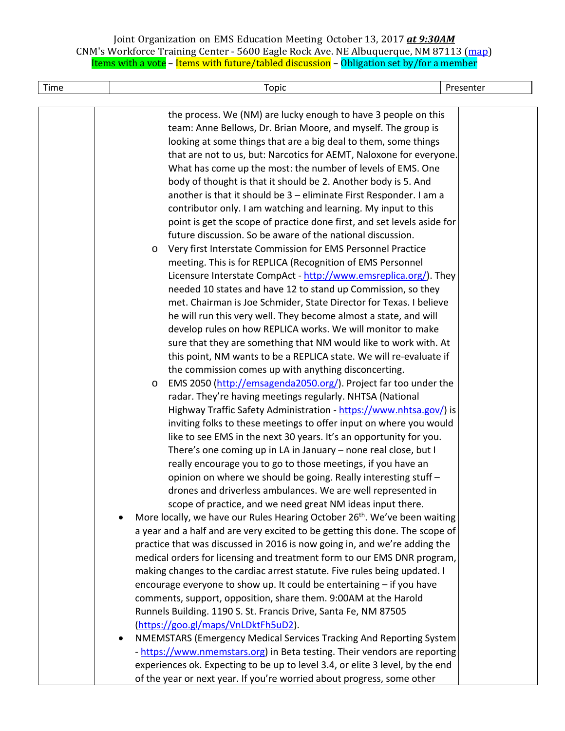Joint Organization on EMS Education Meeting October 13, 2017 ***at 9:30AM***
CNM's Workforce Training Center - 5600 Eagle Rock Ave. NE Albuquerque, NM 87113 (map)
Items with a vote – Items with future/tabled discussion – Obligation set by/for a member

| Time | Topic | Presenter |
|---|---|---|
| | the process. We (NM) are lucky enough to have 3 people on this team: Anne Bellows, Dr. Brian Moore, and myself. The group is looking at some things that are a big deal to them, some things that are not to us, but: Narcotics for AEMT, Naloxone for everyone. What has come up the most: the number of levels of EMS. One body of thought is that it should be 2. Another body is 5. And another is that it should be 3 – eliminate First Responder. I am a contributor only. I am watching and learning. My input to this point is get the scope of practice done first, and set levels aside for future discussion. So be aware of the national discussion.<br>o Very first Interstate Commission for EMS Personnel Practice meeting. This is for REPLICA (Recognition of EMS Personnel Licensure Interstate CompAct - http://www.emsreplica.org/). They needed 10 states and have 12 to stand up Commission, so they met. Chairman is Joe Schmider, State Director for Texas. I believe he will run this very well. They become almost a state, and will develop rules on how REPLICA works. We will monitor to make sure that they are something that NM would like to work with. At this point, NM wants to be a REPLICA state. We will re-evaluate if the commission comes up with anything disconcerting.<br>o EMS 2050 (http://emsagenda2050.org/). Project far too under the radar. They're having meetings regularly. NHTSA (National Highway Traffic Safety Administration - https://www.nhtsa.gov/) is inviting folks to these meetings to offer input on where you would like to see EMS in the next 30 years. It's an opportunity for you. There's one coming up in LA in January – none real close, but I really encourage you to go to those meetings, if you have an opinion on where we should be going. Really interesting stuff – drones and driverless ambulances. We are well represented in scope of practice, and we need great NM ideas input there.<br>• More locally, we have our Rules Hearing October 26th. We've been waiting a year and a half and are very excited to be getting this done. The scope of practice that was discussed in 2016 is now going in, and we're adding the medical orders for licensing and treatment form to our EMS DNR program, making changes to the cardiac arrest statute. Five rules being updated. I encourage everyone to show up. It could be entertaining – if you have comments, support, opposition, share them. 9:00AM at the Harold Runnels Building. 1190 S. St. Francis Drive, Santa Fe, NM 87505 (https://goo.gl/maps/VnLDktFh5uD2).<br>• NMEMSTARS (Emergency Medical Services Tracking And Reporting System - https://www.nmemstars.org) in Beta testing. Their vendors are reporting experiences ok. Expecting to be up to level 3.4, or elite 3 level, by the end of the year or next year. If you're worried about progress, some other | |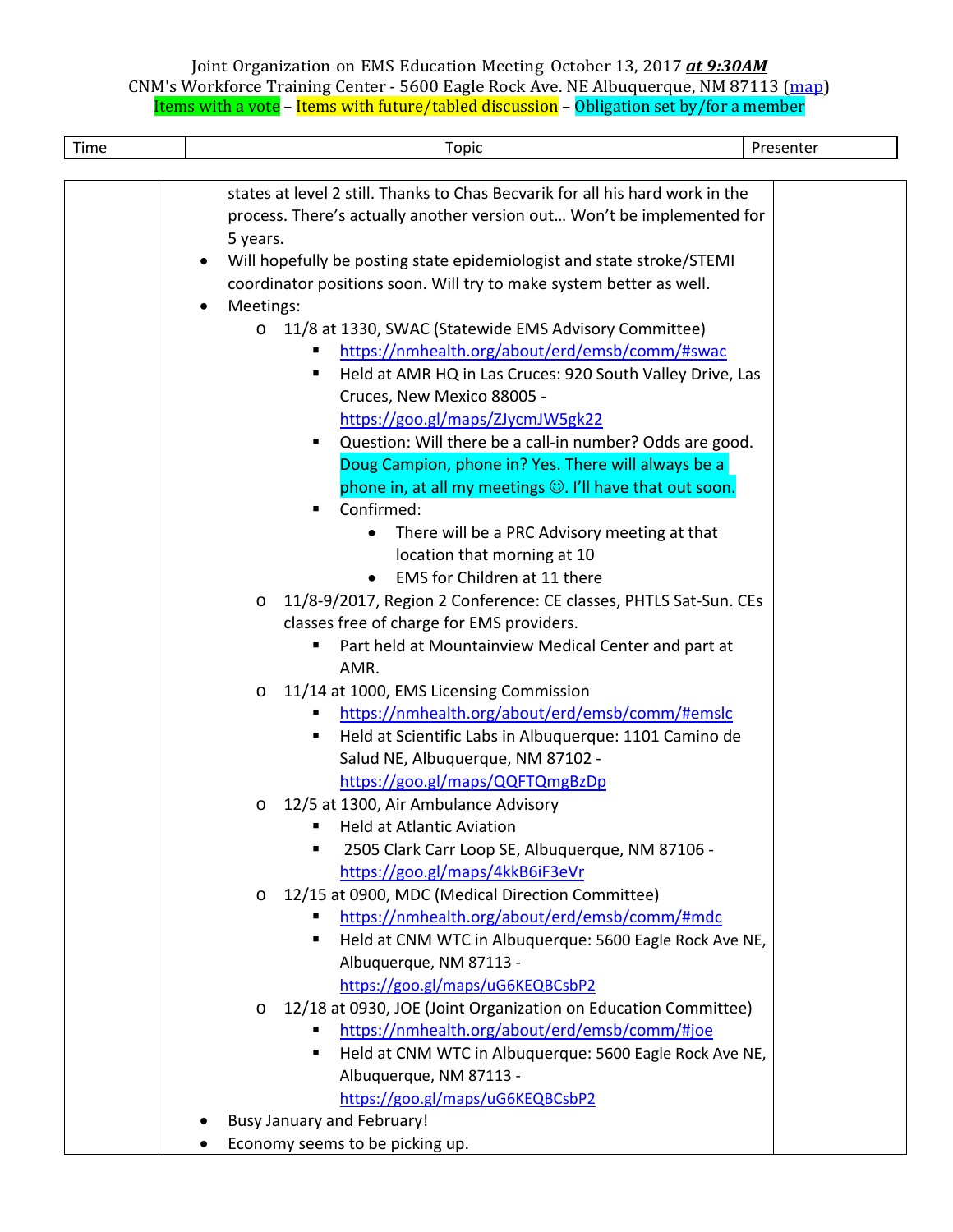Joint Organization on EMS Education Meeting October 13, 2017 ***at 9:30AM***
CNM's Workforce Training Center - 5600 Eagle Rock Ave. NE Albuquerque, NM 87113 ([map](map))
Items with a vote – Items with future/tabled discussion – Obligation set by/for a member

| Time | Topic | Presenter |
|---|---|---|
| | states at level 2 still. Thanks to Chas Becvarik for all his hard work in the process. There's actually another version out… Won't be implemented for 5 years.<br>• Will hopefully be posting state epidemiologist and state stroke/STEMI coordinator positions soon. Will try to make system better as well.<br>• Meetings:<br>  o 11/8 at 1330, SWAC (Statewide EMS Advisory Committee)<br>    ▪ https://nmhealth.org/about/erd/emsb/comm/#swac<br>    ▪ Held at AMR HQ in Las Cruces: 920 South Valley Drive, Las Cruces, New Mexico 88005 - https://goo.gl/maps/ZJycmJW5gk22<br>    ▪ Question: Will there be a call-in number? Odds are good. Doug Campion, phone in? Yes. There will always be a phone in, at all my meetings ☺. I'll have that out soon.<br>    ▪ Confirmed:<br>      • There will be a PRC Advisory meeting at that location that morning at 10<br>      • EMS for Children at 11 there<br>  o 11/8-9/2017, Region 2 Conference: CE classes, PHTLS Sat-Sun. CEs classes free of charge for EMS providers.<br>    ▪ Part held at Mountainview Medical Center and part at AMR.<br>  o 11/14 at 1000, EMS Licensing Commission<br>    ▪ https://nmhealth.org/about/erd/emsb/comm/#emslc<br>    ▪ Held at Scientific Labs in Albuquerque: 1101 Camino de Salud NE, Albuquerque, NM 87102 - https://goo.gl/maps/QQFTQmgBzDp<br>  o 12/5 at 1300, Air Ambulance Advisory<br>    ▪ Held at Atlantic Aviation<br>    ▪ 2505 Clark Carr Loop SE, Albuquerque, NM 87106 - https://goo.gl/maps/4kkB6iF3eVr<br>  o 12/15 at 0900, MDC (Medical Direction Committee)<br>    ▪ https://nmhealth.org/about/erd/emsb/comm/#mdc<br>    ▪ Held at CNM WTC in Albuquerque: 5600 Eagle Rock Ave NE, Albuquerque, NM 87113 - https://goo.gl/maps/uG6KEQBCsbP2<br>  o 12/18 at 0930, JOE (Joint Organization on Education Committee)<br>    ▪ https://nmhealth.org/about/erd/emsb/comm/#joe<br>    ▪ Held at CNM WTC in Albuquerque: 5600 Eagle Rock Ave NE, Albuquerque, NM 87113 - https://goo.gl/maps/uG6KEQBCsbP2<br>• Busy January and February!<br>• Economy seems to be picking up. | |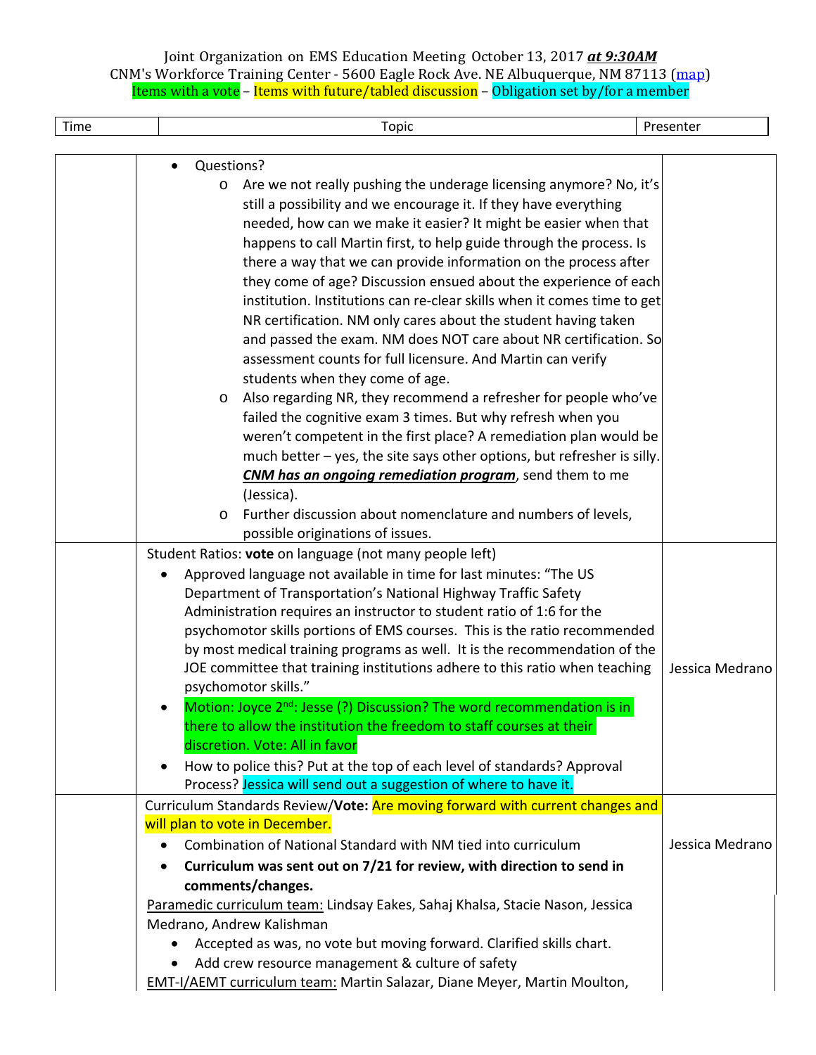Joint Organization on EMS Education Meeting October 13, 2017 ***at 9:30AM***
CNM's Workforce Training Center - 5600 Eagle Rock Ave. NE Albuquerque, NM 87113 (map)
Items with a vote – Items with future/tabled discussion – Obligation set by/for a member

| Time | Topic | Presenter |
|---|---|---|
| | • Questions?<br>o Are we not really pushing the underage licensing anymore? No, it's still a possibility and we encourage it. If they have everything needed, how can we make it easier? It might be easier when that happens to call Martin first, to help guide through the process. Is there a way that we can provide information on the process after they come of age? Discussion ensued about the experience of each institution. Institutions can re-clear skills when it comes time to get NR certification. NM only cares about the student having taken and passed the exam. NM does NOT care about NR certification. So assessment counts for full licensure. And Martin can verify students when they come of age.<br>o Also regarding NR, they recommend a refresher for people who've failed the cognitive exam 3 times. But why refresh when you weren't competent in the first place? A remediation plan would be much better – yes, the site says other options, but refresher is silly. ***CNM has an ongoing remediation program***, send them to me (Jessica).<br>o Further discussion about nomenclature and numbers of levels, possible originations of issues. | |
| | Student Ratios: **vote** on language (not many people left)<br>• Approved language not available in time for last minutes: "The US Department of Transportation's National Highway Traffic Safety Administration requires an instructor to student ratio of 1:6 for the psychomotor skills portions of EMS courses. This is the ratio recommended by most medical training programs as well. It is the recommendation of the JOE committee that training institutions adhere to this ratio when teaching psychomotor skills."<br>• Motion: Joyce 2nd: Jesse (?) Discussion? The word recommendation is in there to allow the institution the freedom to staff courses at their discretion. Vote: All in favor<br>• How to police this? Put at the top of each level of standards? Approval Process? Jessica will send out a suggestion of where to have it. | Jessica Medrano |
| | Curriculum Standards Review/**Vote:** Are moving forward with current changes and will plan to vote in December.<br>• Combination of National Standard with NM tied into curriculum<br>• **Curriculum was sent out on 7/21 for review, with direction to send in comments/changes.**<br>Paramedic curriculum team: Lindsay Eakes, Sahaj Khalsa, Stacie Nason, Jessica Medrano, Andrew Kalishman<br>• Accepted as was, no vote but moving forward. Clarified skills chart.<br>• Add crew resource management & culture of safety<br>EMT-I/AEMT curriculum team: Martin Salazar, Diane Meyer, Martin Moulton, | Jessica Medrano |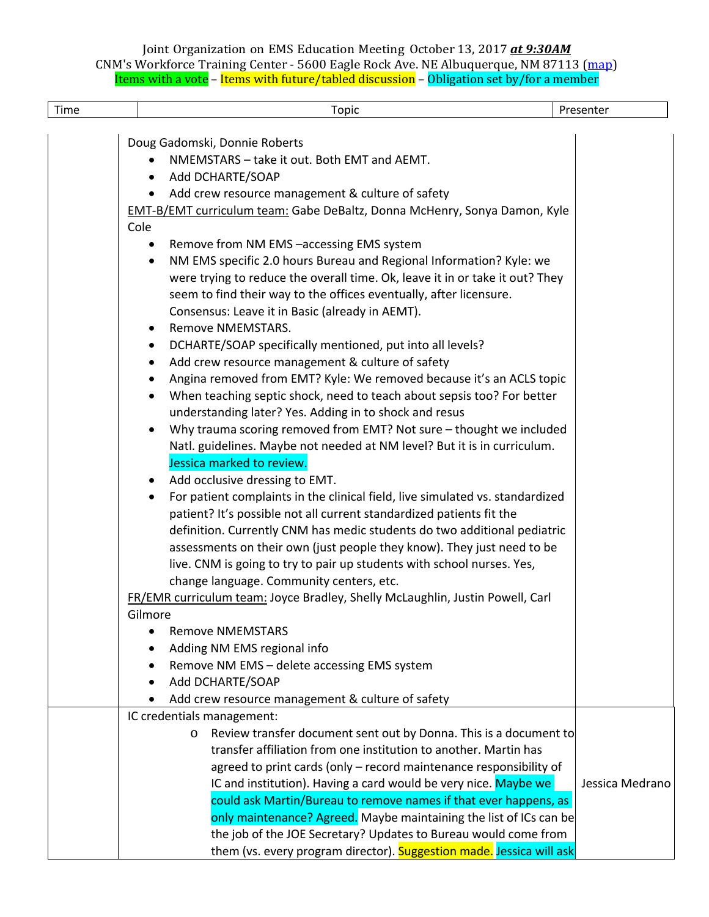Joint Organization on EMS Education Meeting October 13, 2017 ***at 9:30AM***
CNM's Workforce Training Center - 5600 Eagle Rock Ave. NE Albuquerque, NM 87113 (map)
Items with a vote – Items with future/tabled discussion – Obligation set by/for a member

| Time | Topic | Presenter |
|---|---|---|
| | Doug Gadomski, Donnie Roberts<br>• NMEMSTARS – take it out. Both EMT and AEMT.<br>• Add DCHARTE/SOAP<br>• Add crew resource management & culture of safety<br>EMT-B/EMT curriculum team: Gabe DeBaltz, Donna McHenry, Sonya Damon, Kyle Cole<br>• Remove from NM EMS –accessing EMS system<br>• NM EMS specific 2.0 hours Bureau and Regional Information? Kyle: we were trying to reduce the overall time. Ok, leave it in or take it out? They seem to find their way to the offices eventually, after licensure. Consensus: Leave it in Basic (already in AEMT).<br>• Remove NMEMSTARS.<br>• DCHARTE/SOAP specifically mentioned, put into all levels?<br>• Add crew resource management & culture of safety<br>• Angina removed from EMT? Kyle: We removed because it's an ACLS topic<br>• When teaching septic shock, need to teach about sepsis too? For better understanding later? Yes. Adding in to shock and resus<br>• Why trauma scoring removed from EMT? Not sure – thought we included Natl. guidelines. Maybe not needed at NM level? But it is in curriculum. Jessica marked to review.<br>• Add occlusive dressing to EMT.<br>• For patient complaints in the clinical field, live simulated vs. standardized patient? It's possible not all current standardized patients fit the definition. Currently CNM has medic students do two additional pediatric assessments on their own (just people they know). They just need to be live. CNM is going to try to pair up students with school nurses. Yes, change language. Community centers, etc.<br>FR/EMR curriculum team: Joyce Bradley, Shelly McLaughlin, Justin Powell, Carl Gilmore<br>• Remove NMEMSTARS<br>• Adding NM EMS regional info<br>• Remove NM EMS – delete accessing EMS system<br>• Add DCHARTE/SOAP<br>• Add crew resource management & culture of safety | |
| | IC credentials management:<br>o Review transfer document sent out by Donna. This is a document to transfer affiliation from one institution to another. Martin has agreed to print cards (only – record maintenance responsibility of IC and institution). Having a card would be very nice. Maybe we could ask Martin/Bureau to remove names if that ever happens, as only maintenance? Agreed. Maybe maintaining the list of ICs can be the job of the JOE Secretary? Updates to Bureau would come from them (vs. every program director). Suggestion made. Jessica will ask | Jessica Medrano |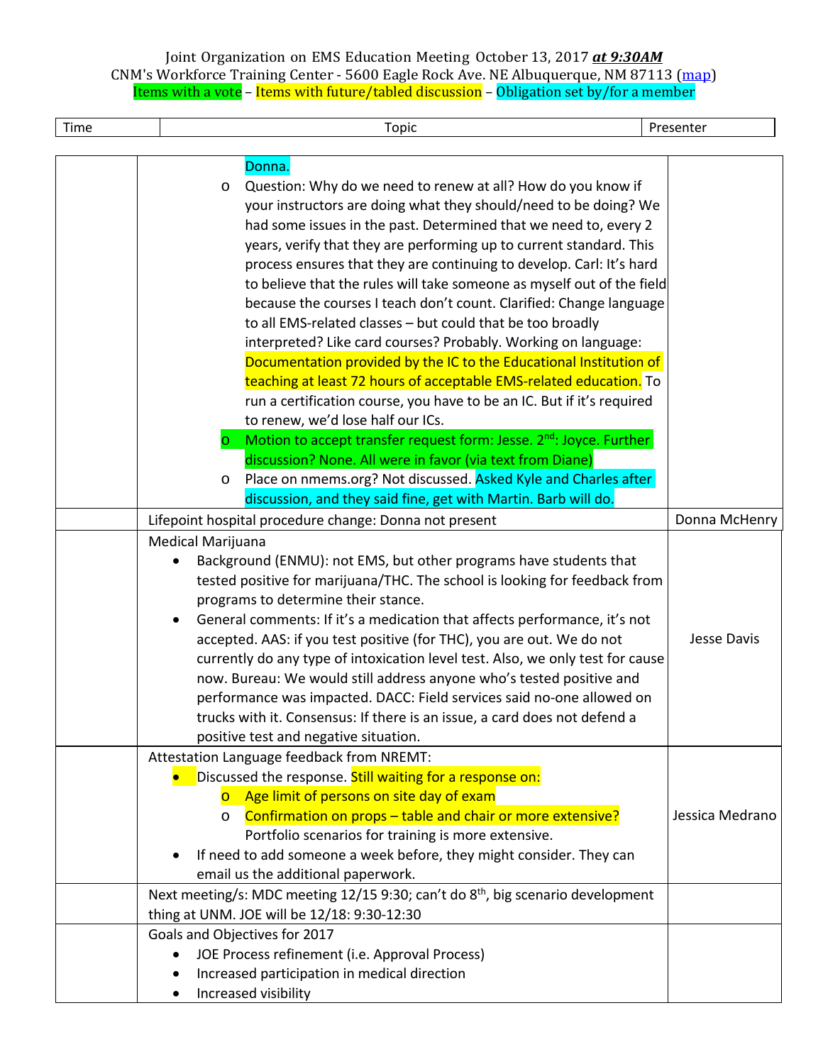Joint Organization on EMS Education Meeting October 13, 2017 ***at 9:30AM***
CNM's Workforce Training Center - 5600 Eagle Rock Ave. NE Albuquerque, NM 87113 ([map](#))
Items with a vote – Items with future/tabled discussion – Obligation set by/for a member

| Time | Topic | Presenter |
|---|---|---|
| | Donna.<br>o Question: Why do we need to renew at all? How do you know if your instructors are doing what they should/need to be doing? We had some issues in the past. Determined that we need to, every 2 years, verify that they are performing up to current standard. This process ensures that they are continuing to develop. Carl: It's hard to believe that the rules will take someone as myself out of the field because the courses I teach don't count. Clarified: Change language to all EMS-related classes – but could that be too broadly interpreted? Like card courses? Probably. Working on language: Documentation provided by the IC to the Educational Institution of teaching at least 72 hours of acceptable EMS-related education. To run a certification course, you have to be an IC. But if it's required to renew, we'd lose half our ICs.<br>o Motion to accept transfer request form: Jesse. 2[nd]: Joyce. Further discussion? None. All were in favor (via text from Diane)<br>o Place on nmems.org? Not discussed. Asked Kyle and Charles after discussion, and they said fine, get with Martin. Barb will do. | |
| | Lifepoint hospital procedure change: Donna not present | Donna McHenry |
| | Medical Marijuana<br>• Background (ENMU): not EMS, but other programs have students that tested positive for marijuana/THC. The school is looking for feedback from programs to determine their stance.<br>• General comments: If it's a medication that affects performance, it's not accepted. AAS: if you test positive (for THC), you are out. We do not currently do any type of intoxication level test. Also, we only test for cause now. Bureau: We would still address anyone who's tested positive and performance was impacted. DACC: Field services said no-one allowed on trucks with it. Consensus: If there is an issue, a card does not defend a positive test and negative situation. | Jesse Davis |
| | Attestation Language feedback from NREMT:<br>• Discussed the response. Still waiting for a response on:<br>&nbsp;&nbsp;o Age limit of persons on site day of exam<br>&nbsp;&nbsp;o Confirmation on props – table and chair or more extensive? Portfolio scenarios for training is more extensive.<br>• If need to add someone a week before, they might consider. They can email us the additional paperwork. | Jessica Medrano |
| | Next meeting/s: MDC meeting 12/15 9:30; can't do 8[th], big scenario development thing at UNM. JOE will be 12/18: 9:30-12:30 | |
| | Goals and Objectives for 2017<br>• JOE Process refinement (i.e. Approval Process)<br>• Increased participation in medical direction<br>• Increased visibility | |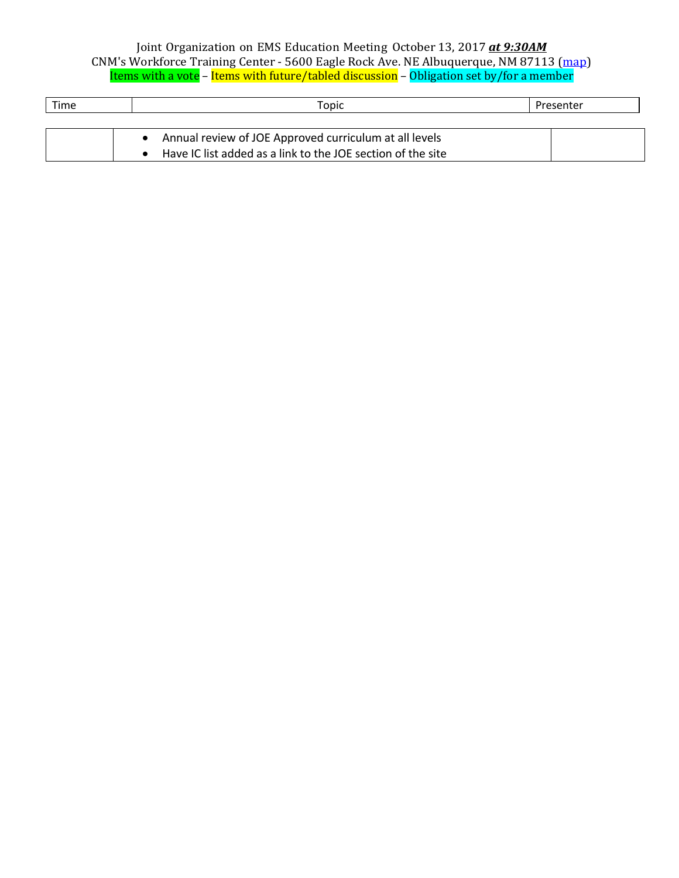Joint Organization on EMS Education Meeting October 13, 2017 ***at 9:30AM***
CNM's Workforce Training Center - 5600 Eagle Rock Ave. NE Albuquerque, NM 87113 (map)
Items with a vote – Items with future/tabled discussion – Obligation set by/for a member

| Time | Topic | Presenter |
|---|---|---|
| | • Annual review of JOE Approved curriculum at all levels<br>• Have IC list added as a link to the JOE section of the site | |